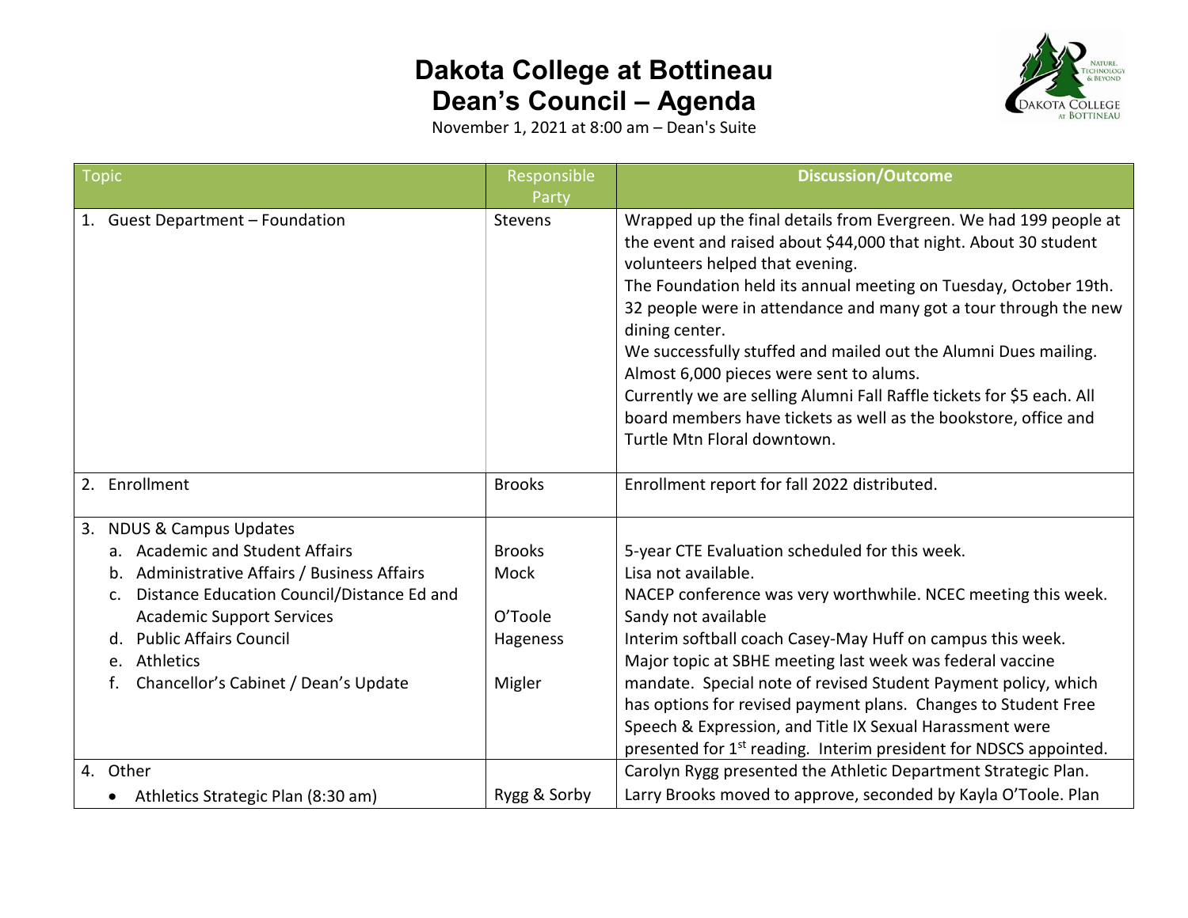# Dakota College at Bottineau
# Dean's Council – Agenda

November 1, 2021 at 8:00 am – Dean's Suite

| Topic | Responsible Party | Discussion/Outcome |
|---|---|---|
| 1. Guest Department – Foundation | Stevens | Wrapped up the final details from Evergreen. We had 199 people at the event and raised about $44,000 that night. About 30 student volunteers helped that evening.<br>The Foundation held its annual meeting on Tuesday, October 19th. 32 people were in attendance and many got a tour through the new dining center.<br>We successfully stuffed and mailed out the Alumni Dues mailing. Almost 6,000 pieces were sent to alums.<br>Currently we are selling Alumni Fall Raffle tickets for $5 each. All board members have tickets as well as the bookstore, office and Turtle Mtn Floral downtown. |
| 2. Enrollment | Brooks | Enrollment report for fall 2022 distributed. |
| 3. NDUS & Campus Updates<br>a. Academic and Student Affairs<br>b. Administrative Affairs / Business Affairs<br>c. Distance Education Council/Distance Ed and Academic Support Services<br>d. Public Affairs Council<br>e. Athletics<br>f. Chancellor's Cabinet / Dean's Update | <br>Brooks<br>Mock<br>O'Toole<br><br>Hageness<br><br>Migler | <br>5-year CTE Evaluation scheduled for this week.<br>Lisa not available.<br>NACEP conference was very worthwhile. NCEC meeting this week.<br>Sandy not available<br>Interim softball coach Casey-May Huff on campus this week.<br>Major topic at SBHE meeting last week was federal vaccine mandate. Special note of revised Student Payment policy, which has options for revised payment plans. Changes to Student Free Speech & Expression, and Title IX Sexual Harassment were presented for 1st reading. Interim president for NDSCS appointed. |
| 4. Other<br>• Athletics Strategic Plan (8:30 am) | <br>Rygg & Sorby | Carolyn Rygg presented the Athletic Department Strategic Plan. Larry Brooks moved to approve, seconded by Kayla O'Toole. Plan |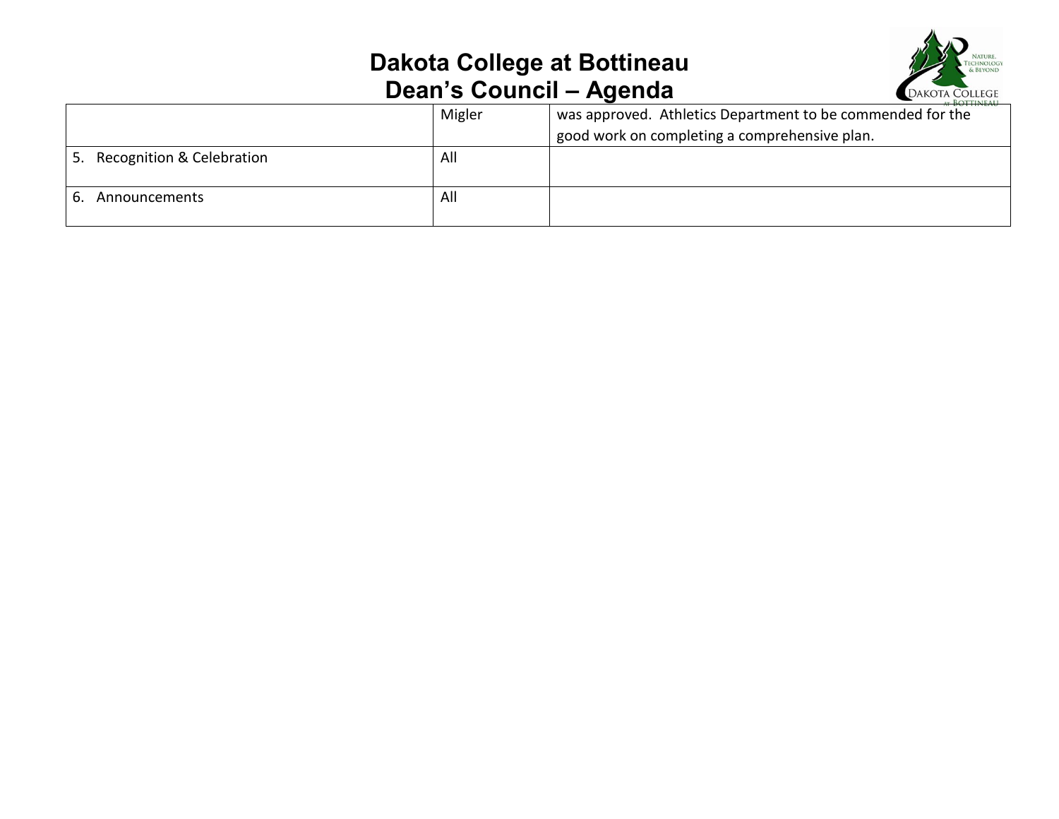# Dakota College at Bottineau
# Dean's Council – Agenda

| | | |
|---|---|---|
| | Migler | was approved. Athletics Department to be commended for the good work on completing a comprehensive plan. |
| 5. Recognition & Celebration | All | |
| 6. Announcements | All | |